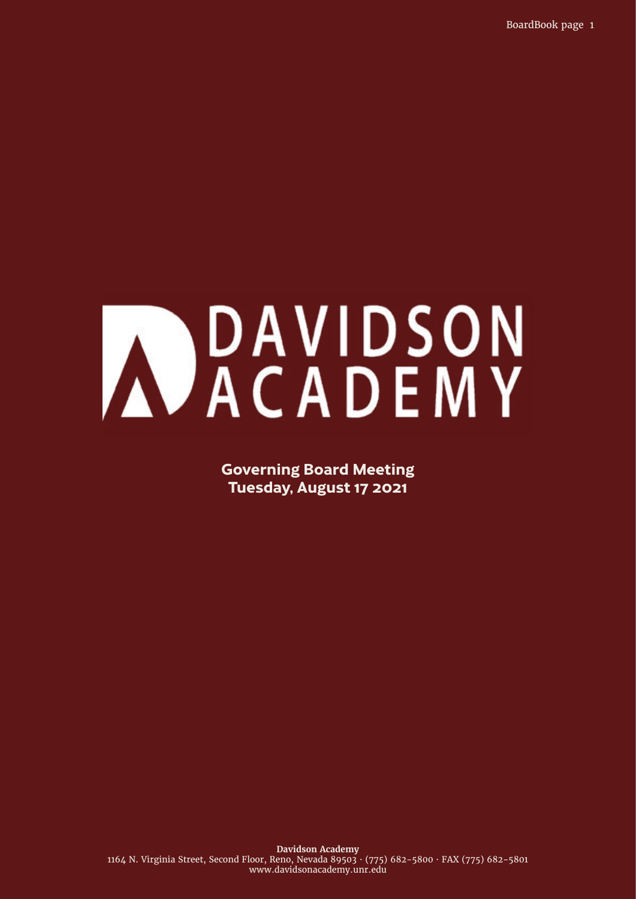# DAVIDSON ACADEMY

**Governing Board Meeting**
**Tuesday, August 17 2021**

**Davidson Academy**
1164 N. Virginia Street, Second Floor, Reno, Nevada 89503 · (775) 682-5800 · FAX (775) 682-5801
www.davidsonacademy.unr.edu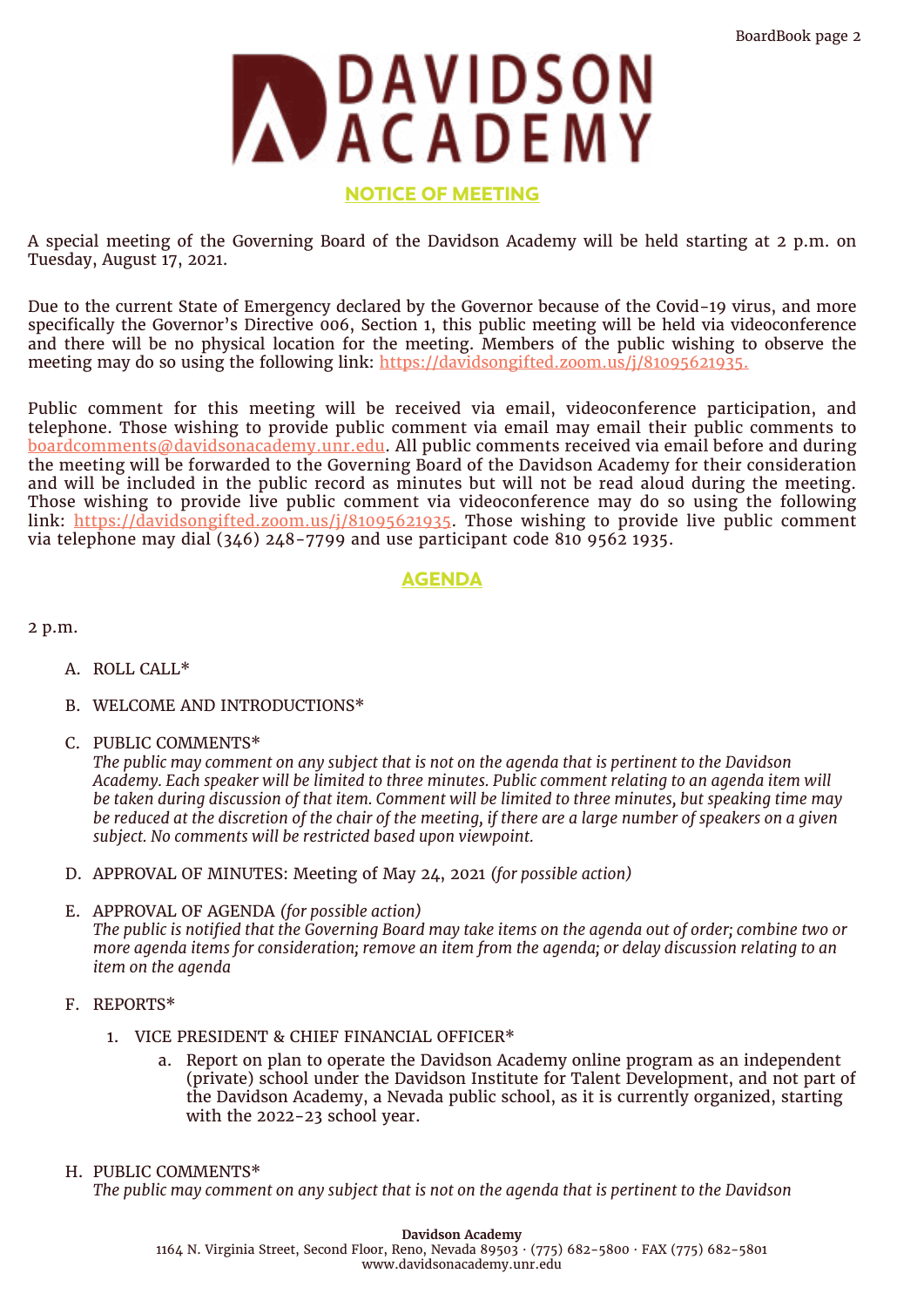# DAVIDSON ACADEMY

## NOTICE OF MEETING

A special meeting of the Governing Board of the Davidson Academy will be held starting at 2 p.m. on Tuesday, August 17, 2021.

Due to the current State of Emergency declared by the Governor because of the Covid-19 virus, and more specifically the Governor's Directive 006, Section 1, this public meeting will be held via videoconference and there will be no physical location for the meeting. Members of the public wishing to observe the meeting may do so using the following link: https://davidsongifted.zoom.us/j/81095621935.

Public comment for this meeting will be received via email, videoconference participation, and telephone. Those wishing to provide public comment via email may email their public comments to boardcomments@davidsonacademy.unr.edu. All public comments received via email before and during the meeting will be forwarded to the Governing Board of the Davidson Academy for their consideration and will be included in the public record as minutes but will not be read aloud during the meeting. Those wishing to provide live public comment via videoconference may do so using the following link: https://davidsongifted.zoom.us/j/81095621935. Those wishing to provide live public comment via telephone may dial (346) 248-7799 and use participant code 810 9562 1935.

## AGENDA

2 p.m.

A. ROLL CALL*

B. WELCOME AND INTRODUCTIONS*

C. PUBLIC COMMENTS*
*The public may comment on any subject that is not on the agenda that is pertinent to the Davidson Academy. Each speaker will be limited to three minutes. Public comment relating to an agenda item will be taken during discussion of that item. Comment will be limited to three minutes, but speaking time may be reduced at the discretion of the chair of the meeting, if there are a large number of speakers on a given subject. No comments will be restricted based upon viewpoint.*

D. APPROVAL OF MINUTES: Meeting of May 24, 2021 *(for possible action)*

E. APPROVAL OF AGENDA *(for possible action)*
*The public is notified that the Governing Board may take items on the agenda out of order; combine two or more agenda items for consideration; remove an item from the agenda; or delay discussion relating to an item on the agenda*

F. REPORTS*

1. VICE PRESIDENT & CHIEF FINANCIAL OFFICER*
   a. Report on plan to operate the Davidson Academy online program as an independent (private) school under the Davidson Institute for Talent Development, and not part of the Davidson Academy, a Nevada public school, as it is currently organized, starting with the 2022-23 school year.

H. PUBLIC COMMENTS*
*The public may comment on any subject that is not on the agenda that is pertinent to the Davidson*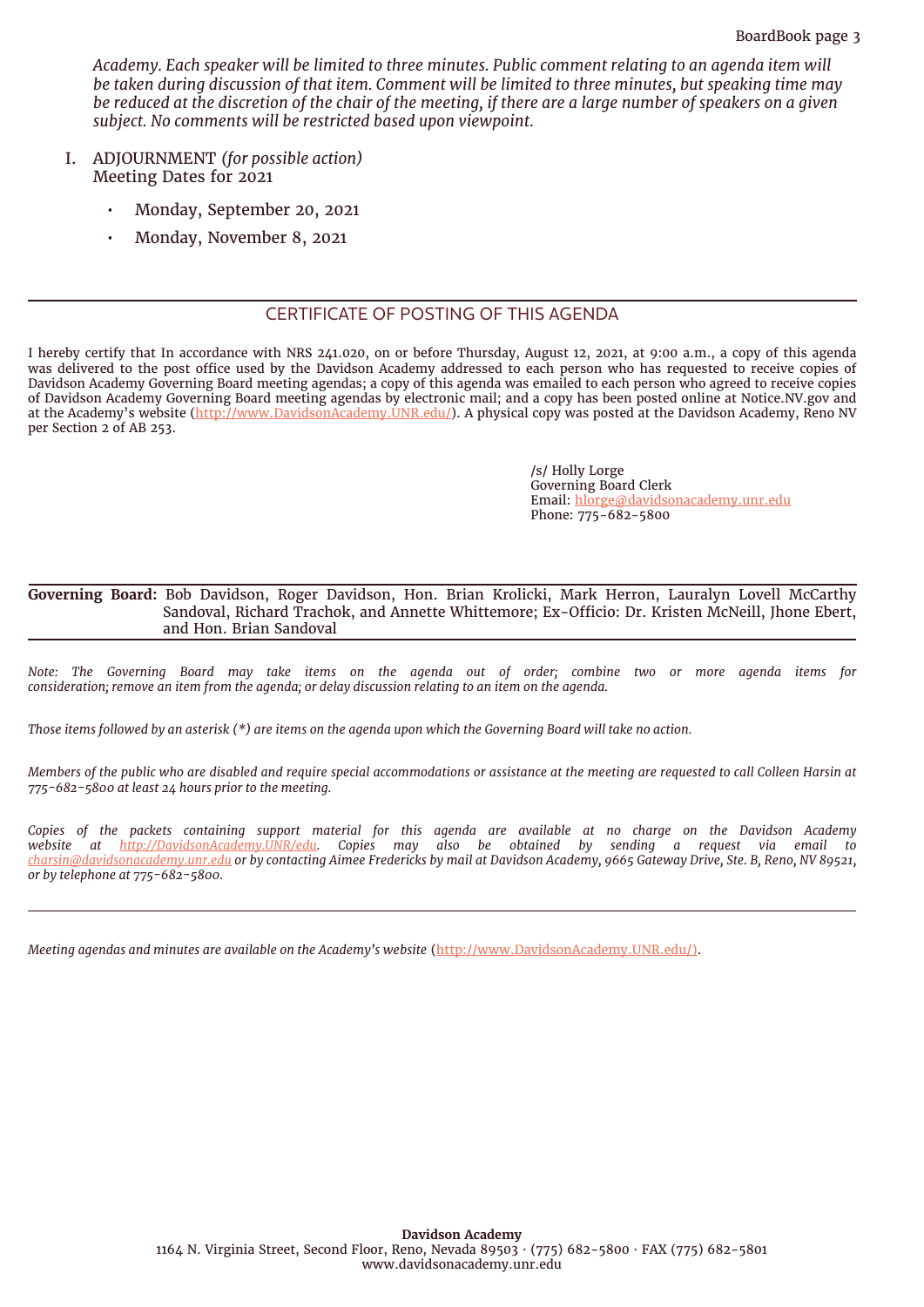*Academy. Each speaker will be limited to three minutes. Public comment relating to an agenda item will be taken during discussion of that item. Comment will be limited to three minutes, but speaking time may be reduced at the discretion of the chair of the meeting, if there are a large number of speakers on a given subject. No comments will be restricted based upon viewpoint.*

I. ADJOURNMENT *(for possible action)*
Meeting Dates for 2021

- Monday, September 20, 2021
- Monday, November 8, 2021

---

## CERTIFICATE OF POSTING OF THIS AGENDA

I hereby certify that In accordance with NRS 241.020, on or before Thursday, August 12, 2021, at 9:00 a.m., a copy of this agenda was delivered to the post office used by the Davidson Academy addressed to each person who has requested to receive copies of Davidson Academy Governing Board meeting agendas; a copy of this agenda was emailed to each person who agreed to receive copies of Davidson Academy Governing Board meeting agendas by electronic mail; and a copy has been posted online at Notice.NV.gov and at the Academy's website (http://www.DavidsonAcademy.UNR.edu/). A physical copy was posted at the Davidson Academy, Reno NV per Section 2 of AB 253.

/s/ Holly Lorge
Governing Board Clerk
Email: hlorge@davidsonacademy.unr.edu
Phone: 775-682-5800

---

**Governing Board:** Bob Davidson, Roger Davidson, Hon. Brian Krolicki, Mark Herron, Lauralyn Lovell McCarthy Sandoval, Richard Trachok, and Annette Whittemore; Ex-Officio: Dr. Kristen McNeill, Jhone Ebert, and Hon. Brian Sandoval

---

*Note: The Governing Board may take items on the agenda out of order; combine two or more agenda items for consideration; remove an item from the agenda; or delay discussion relating to an item on the agenda.*

*Those items followed by an asterisk (*) are items on the agenda upon which the Governing Board will take no action.*

*Members of the public who are disabled and require special accommodations or assistance at the meeting are requested to call Colleen Harsin at 775-682-5800 at least 24 hours prior to the meeting.*

*Copies of the packets containing support material for this agenda are available at no charge on the Davidson Academy website at http://DavidsonAcademy.UNR/edu. Copies may also be obtained by sending a request via email to charsin@davidsonacademy.unr.edu or by contacting Aimee Fredericks by mail at Davidson Academy, 9665 Gateway Drive, Ste. B, Reno, NV 89521, or by telephone at 775-682-5800.*

---

*Meeting agendas and minutes are available on the Academy's website* (http://www.DavidsonAcademy.UNR.edu/).

**Davidson Academy**
1164 N. Virginia Street, Second Floor, Reno, Nevada 89503 · (775) 682-5800 · FAX (775) 682-5801
www.davidsonacademy.unr.edu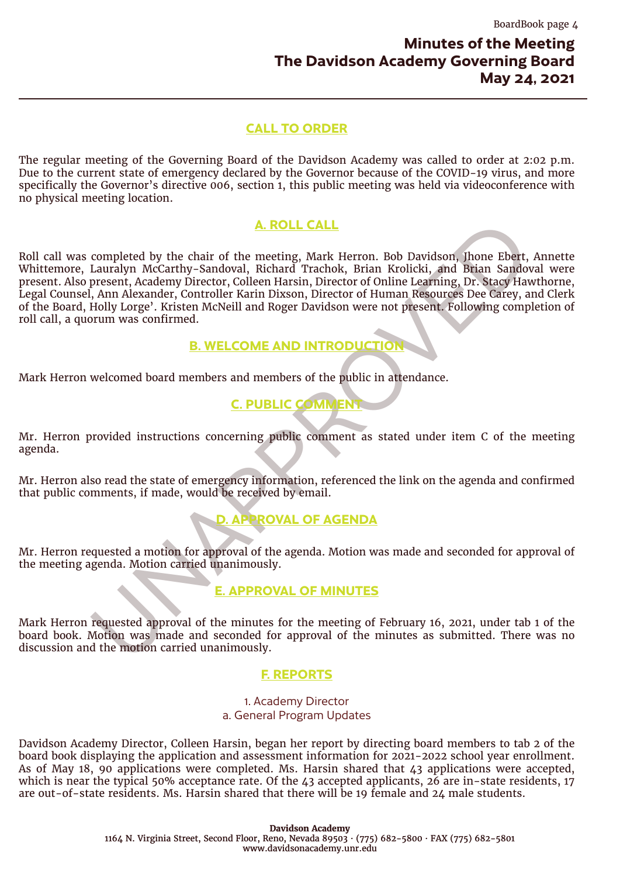# Minutes of the Meeting
# The Davidson Academy Governing Board
# May 24, 2021

## CALL TO ORDER

The regular meeting of the Governing Board of the Davidson Academy was called to order at 2:02 p.m. Due to the current state of emergency declared by the Governor because of the COVID-19 virus, and more specifically the Governor's directive 006, section 1, this public meeting was held via videoconference with no physical meeting location.

## A. ROLL CALL

Roll call was completed by the chair of the meeting, Mark Herron. Bob Davidson, Jhone Ebert, Annette Whittemore, Lauralyn McCarthy-Sandoval, Richard Trachok, Brian Krolicki, and Brian Sandoval were present. Also present, Academy Director, Colleen Harsin, Director of Online Learning, Dr. Stacy Hawthorne, Legal Counsel, Ann Alexander, Controller Karin Dixson, Director of Human Resources Dee Carey, and Clerk of the Board, Holly Lorge'. Kristen McNeill and Roger Davidson were not present. Following completion of roll call, a quorum was confirmed.

## B. WELCOME AND INTRODUCTION

Mark Herron welcomed board members and members of the public in attendance.

## C. PUBLIC COMMENT

Mr. Herron provided instructions concerning public comment as stated under item C of the meeting agenda.

Mr. Herron also read the state of emergency information, referenced the link on the agenda and confirmed that public comments, if made, would be received by email.

## D. APPROVAL OF AGENDA

Mr. Herron requested a motion for approval of the agenda. Motion was made and seconded for approval of the meeting agenda. Motion carried unanimously.

## E. APPROVAL OF MINUTES

Mark Herron requested approval of the minutes for the meeting of February 16, 2021, under tab 1 of the board book. Motion was made and seconded for approval of the minutes as submitted. There was no discussion and the motion carried unanimously.

## F. REPORTS

1. Academy Director
a. General Program Updates

Davidson Academy Director, Colleen Harsin, began her report by directing board members to tab 2 of the board book displaying the application and assessment information for 2021-2022 school year enrollment. As of May 18, 90 applications were completed. Ms. Harsin shared that 43 applications were accepted, which is near the typical 50% acceptance rate. Of the 43 accepted applicants, 26 are in-state residents, 17 are out-of-state residents. Ms. Harsin shared that there will be 19 female and 24 male students.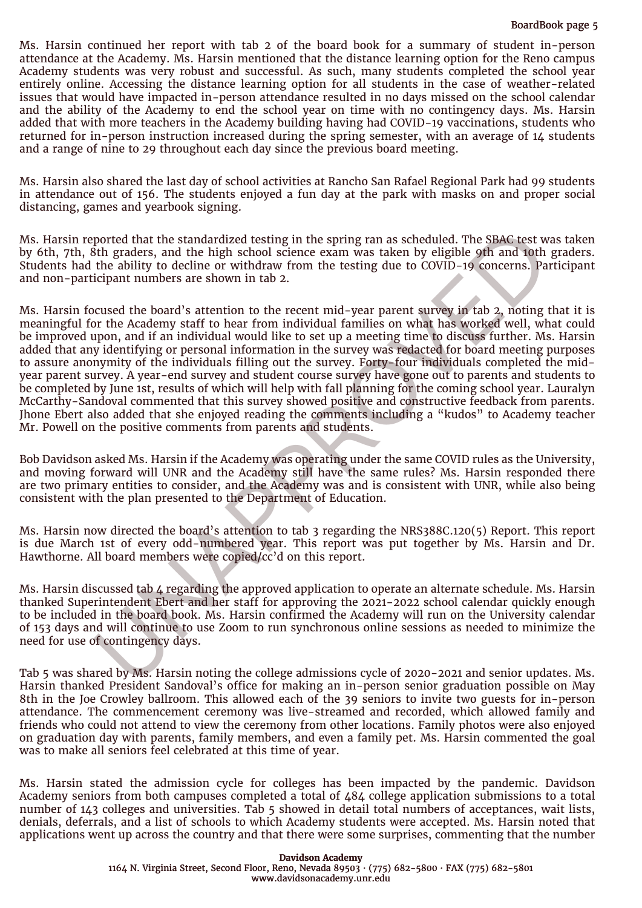Ms. Harsin continued her report with tab 2 of the board book for a summary of student in-person attendance at the Academy. Ms. Harsin mentioned that the distance learning option for the Reno campus Academy students was very robust and successful. As such, many students completed the school year entirely online. Accessing the distance learning option for all students in the case of weather-related issues that would have impacted in-person attendance resulted in no days missed on the school calendar and the ability of the Academy to end the school year on time with no contingency days. Ms. Harsin added that with more teachers in the Academy building having had COVID-19 vaccinations, students who returned for in-person instruction increased during the spring semester, with an average of 14 students and a range of nine to 29 throughout each day since the previous board meeting.

Ms. Harsin also shared the last day of school activities at Rancho San Rafael Regional Park had 99 students in attendance out of 156. The students enjoyed a fun day at the park with masks on and proper social distancing, games and yearbook signing.

Ms. Harsin reported that the standardized testing in the spring ran as scheduled. The SBAC test was taken by 6th, 7th, 8th graders, and the high school science exam was taken by eligible 9th and 10th graders. Students had the ability to decline or withdraw from the testing due to COVID-19 concerns. Participant and non-participant numbers are shown in tab 2.

Ms. Harsin focused the board's attention to the recent mid-year parent survey in tab 2, noting that it is meaningful for the Academy staff to hear from individual families on what has worked well, what could be improved upon, and if an individual would like to set up a meeting time to discuss further. Ms. Harsin added that any identifying or personal information in the survey was redacted for board meeting purposes to assure anonymity of the individuals filling out the survey. Forty-four individuals completed the mid-year parent survey. A year-end survey and student course survey have gone out to parents and students to be completed by June 1st, results of which will help with fall planning for the coming school year. Lauralyn McCarthy-Sandoval commented that this survey showed positive and constructive feedback from parents. Jhone Ebert also added that she enjoyed reading the comments including a "kudos" to Academy teacher Mr. Powell on the positive comments from parents and students.

Bob Davidson asked Ms. Harsin if the Academy was operating under the same COVID rules as the University, and moving forward will UNR and the Academy still have the same rules? Ms. Harsin responded there are two primary entities to consider, and the Academy was and is consistent with UNR, while also being consistent with the plan presented to the Department of Education.

Ms. Harsin now directed the board's attention to tab 3 regarding the NRS388C.120(5) Report. This report is due March 1st of every odd-numbered year. This report was put together by Ms. Harsin and Dr. Hawthorne. All board members were copied/cc'd on this report.

Ms. Harsin discussed tab 4 regarding the approved application to operate an alternate schedule. Ms. Harsin thanked Superintendent Ebert and her staff for approving the 2021-2022 school calendar quickly enough to be included in the board book. Ms. Harsin confirmed the Academy will run on the University calendar of 153 days and will continue to use Zoom to run synchronous online sessions as needed to minimize the need for use of contingency days.

Tab 5 was shared by Ms. Harsin noting the college admissions cycle of 2020-2021 and senior updates. Ms. Harsin thanked President Sandoval's office for making an in-person senior graduation possible on May 8th in the Joe Crowley ballroom. This allowed each of the 39 seniors to invite two guests for in-person attendance. The commencement ceremony was live-streamed and recorded, which allowed family and friends who could not attend to view the ceremony from other locations. Family photos were also enjoyed on graduation day with parents, family members, and even a family pet. Ms. Harsin commented the goal was to make all seniors feel celebrated at this time of year.

Ms. Harsin stated the admission cycle for colleges has been impacted by the pandemic. Davidson Academy seniors from both campuses completed a total of 484 college application submissions to a total number of 143 colleges and universities. Tab 5 showed in detail total numbers of acceptances, wait lists, denials, deferrals, and a list of schools to which Academy students were accepted. Ms. Harsin noted that applications went up across the country and that there were some surprises, commenting that the number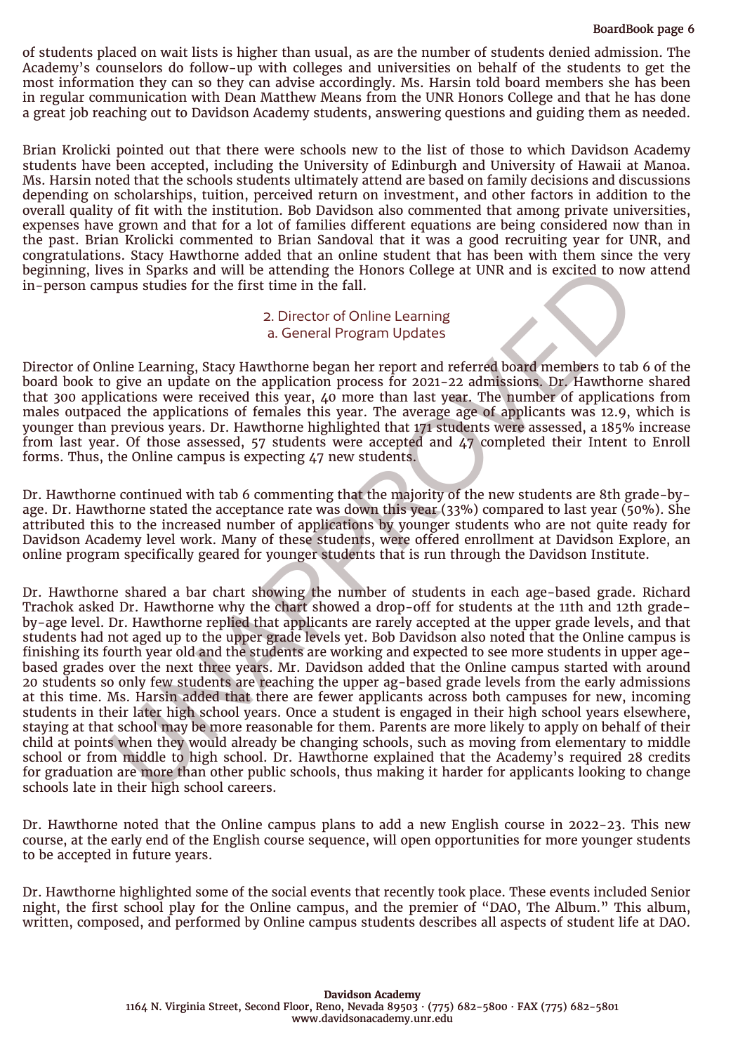of students placed on wait lists is higher than usual, as are the number of students denied admission. The Academy's counselors do follow-up with colleges and universities on behalf of the students to get the most information they can so they can advise accordingly. Ms. Harsin told board members she has been in regular communication with Dean Matthew Means from the UNR Honors College and that he has done a great job reaching out to Davidson Academy students, answering questions and guiding them as needed.

Brian Krolicki pointed out that there were schools new to the list of those to which Davidson Academy students have been accepted, including the University of Edinburgh and University of Hawaii at Manoa. Ms. Harsin noted that the schools students ultimately attend are based on family decisions and discussions depending on scholarships, tuition, perceived return on investment, and other factors in addition to the overall quality of fit with the institution. Bob Davidson also commented that among private universities, expenses have grown and that for a lot of families different equations are being considered now than in the past. Brian Krolicki commented to Brian Sandoval that it was a good recruiting year for UNR, and congratulations. Stacy Hawthorne added that an online student that has been with them since the very beginning, lives in Sparks and will be attending the Honors College at UNR and is excited to now attend in-person campus studies for the first time in the fall.

2. Director of Online Learning
a. General Program Updates

Director of Online Learning, Stacy Hawthorne began her report and referred board members to tab 6 of the board book to give an update on the application process for 2021-22 admissions. Dr. Hawthorne shared that 300 applications were received this year, 40 more than last year. The number of applications from males outpaced the applications of females this year. The average age of applicants was 12.9, which is younger than previous years. Dr. Hawthorne highlighted that 171 students were assessed, a 185% increase from last year. Of those assessed, 57 students were accepted and 47 completed their Intent to Enroll forms. Thus, the Online campus is expecting 47 new students.

Dr. Hawthorne continued with tab 6 commenting that the majority of the new students are 8th grade-by-age. Dr. Hawthorne stated the acceptance rate was down this year (33%) compared to last year (50%). She attributed this to the increased number of applications by younger students who are not quite ready for Davidson Academy level work. Many of these students, were offered enrollment at Davidson Explore, an online program specifically geared for younger students that is run through the Davidson Institute.

Dr. Hawthorne shared a bar chart showing the number of students in each age-based grade. Richard Trachok asked Dr. Hawthorne why the chart showed a drop-off for students at the 11th and 12th grade-by-age level. Dr. Hawthorne replied that applicants are rarely accepted at the upper grade levels, and that students had not aged up to the upper grade levels yet. Bob Davidson also noted that the Online campus is finishing its fourth year old and the students are working and expected to see more students in upper age-based grades over the next three years. Mr. Davidson added that the Online campus started with around 20 students so only few students are reaching the upper ag-based grade levels from the early admissions at this time. Ms. Harsin added that there are fewer applicants across both campuses for new, incoming students in their later high school years. Once a student is engaged in their high school years elsewhere, staying at that school may be more reasonable for them. Parents are more likely to apply on behalf of their child at points when they would already be changing schools, such as moving from elementary to middle school or from middle to high school. Dr. Hawthorne explained that the Academy's required 28 credits for graduation are more than other public schools, thus making it harder for applicants looking to change schools late in their high school careers.

Dr. Hawthorne noted that the Online campus plans to add a new English course in 2022-23. This new course, at the early end of the English course sequence, will open opportunities for more younger students to be accepted in future years.

Dr. Hawthorne highlighted some of the social events that recently took place. These events included Senior night, the first school play for the Online campus, and the premier of "DAO, The Album." This album, written, composed, and performed by Online campus students describes all aspects of student life at DAO.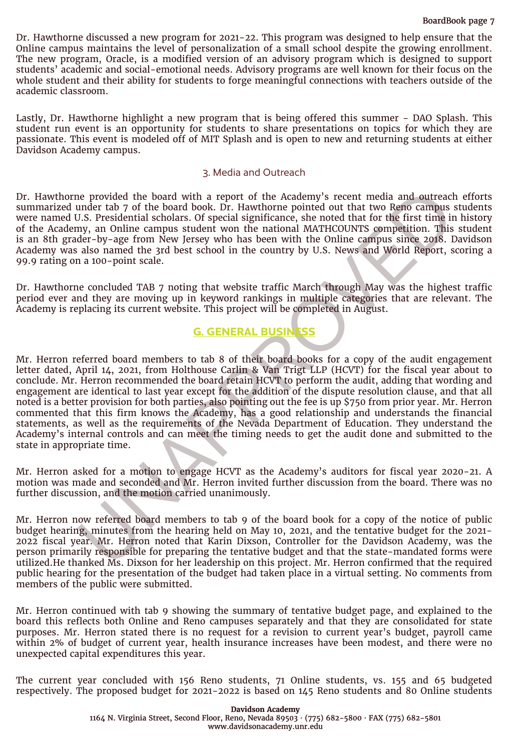Dr. Hawthorne discussed a new program for 2021-22. This program was designed to help ensure that the Online campus maintains the level of personalization of a small school despite the growing enrollment. The new program, Oracle, is a modified version of an advisory program which is designed to support students' academic and social-emotional needs. Advisory programs are well known for their focus on the whole student and their ability for students to forge meaningful connections with teachers outside of the academic classroom.

Lastly, Dr. Hawthorne highlight a new program that is being offered this summer - DAO Splash. This student run event is an opportunity for students to share presentations on topics for which they are passionate. This event is modeled off of MIT Splash and is open to new and returning students at either Davidson Academy campus.

### 3. Media and Outreach

Dr. Hawthorne provided the board with a report of the Academy's recent media and outreach efforts summarized under tab 7 of the board book. Dr. Hawthorne pointed out that two Reno campus students were named U.S. Presidential scholars. Of special significance, she noted that for the first time in history of the Academy, an Online campus student won the national MATHCOUNTS competition. This student is an 8th grader-by-age from New Jersey who has been with the Online campus since 2018. Davidson Academy was also named the 3rd best school in the country by U.S. News and World Report, scoring a 99.9 rating on a 100-point scale.

Dr. Hawthorne concluded TAB 7 noting that website traffic March through May was the highest traffic period ever and they are moving up in keyword rankings in multiple categories that are relevant. The Academy is replacing its current website. This project will be completed in August.

## G. GENERAL BUSINESS

Mr. Herron referred board members to tab 8 of their board books for a copy of the audit engagement letter dated, April 14, 2021, from Holthouse Carlin & Van Trigt LLP (HCVT) for the fiscal year about to conclude. Mr. Herron recommended the board retain HCVT to perform the audit, adding that wording and engagement are identical to last year except for the addition of the dispute resolution clause, and that all noted is a better provision for both parties, also pointing out the fee is up $750 from prior year. Mr. Herron commented that this firm knows the Academy, has a good relationship and understands the financial statements, as well as the requirements of the Nevada Department of Education. They understand the Academy's internal controls and can meet the timing needs to get the audit done and submitted to the state in appropriate time.

Mr. Herron asked for a motion to engage HCVT as the Academy's auditors for fiscal year 2020-21. A motion was made and seconded and Mr. Herron invited further discussion from the board. There was no further discussion, and the motion carried unanimously.

Mr. Herron now referred board members to tab 9 of the board book for a copy of the notice of public budget hearing, minutes from the hearing held on May 10, 2021, and the tentative budget for the 2021-2022 fiscal year. Mr. Herron noted that Karin Dixson, Controller for the Davidson Academy, was the person primarily responsible for preparing the tentative budget and that the state-mandated forms were utilized.He thanked Ms. Dixson for her leadership on this project. Mr. Herron confirmed that the required public hearing for the presentation of the budget had taken place in a virtual setting. No comments from members of the public were submitted.

Mr. Herron continued with tab 9 showing the summary of tentative budget page, and explained to the board this reflects both Online and Reno campuses separately and that they are consolidated for state purposes. Mr. Herron stated there is no request for a revision to current year's budget, payroll came within 2% of budget of current year, health insurance increases have been modest, and there were no unexpected capital expenditures this year.

The current year concluded with 156 Reno students, 71 Online students, vs. 155 and 65 budgeted respectively. The proposed budget for 2021-2022 is based on 145 Reno students and 80 Online students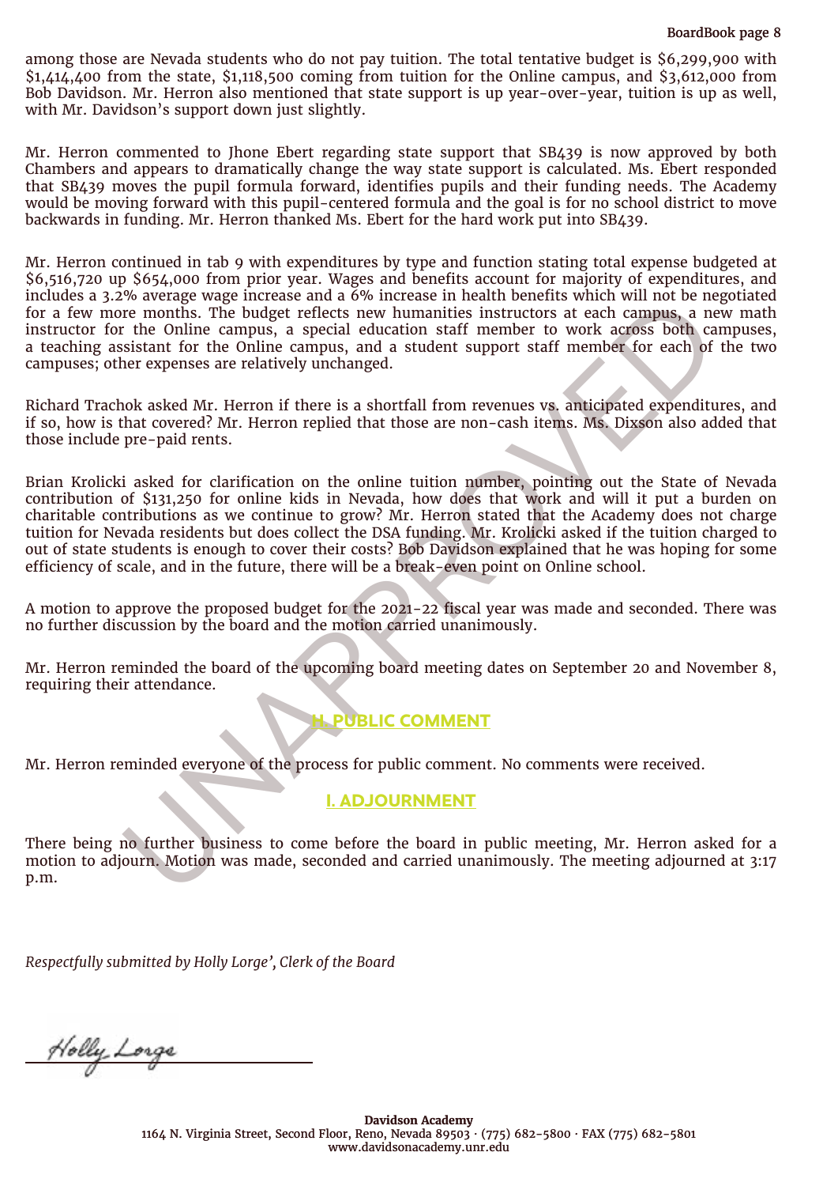among those are Nevada students who do not pay tuition. The total tentative budget is $6,299,900 with $1,414,400 from the state, $1,118,500 coming from tuition for the Online campus, and $3,612,000 from Bob Davidson. Mr. Herron also mentioned that state support is up year-over-year, tuition is up as well, with Mr. Davidson's support down just slightly.

Mr. Herron commented to Jhone Ebert regarding state support that SB439 is now approved by both Chambers and appears to dramatically change the way state support is calculated. Ms. Ebert responded that SB439 moves the pupil formula forward, identifies pupils and their funding needs. The Academy would be moving forward with this pupil-centered formula and the goal is for no school district to move backwards in funding. Mr. Herron thanked Ms. Ebert for the hard work put into SB439.

Mr. Herron continued in tab 9 with expenditures by type and function stating total expense budgeted at $6,516,720 up $654,000 from prior year. Wages and benefits account for majority of expenditures, and includes a 3.2% average wage increase and a 6% increase in health benefits which will not be negotiated for a few more months. The budget reflects new humanities instructors at each campus, a new math instructor for the Online campus, a special education staff member to work across both campuses, a teaching assistant for the Online campus, and a student support staff member for each of the two campuses; other expenses are relatively unchanged.

Richard Trachok asked Mr. Herron if there is a shortfall from revenues vs. anticipated expenditures, and if so, how is that covered? Mr. Herron replied that those are non-cash items. Ms. Dixson also added that those include pre-paid rents.

Brian Krolicki asked for clarification on the online tuition number, pointing out the State of Nevada contribution of $131,250 for online kids in Nevada, how does that work and will it put a burden on charitable contributions as we continue to grow? Mr. Herron stated that the Academy does not charge tuition for Nevada residents but does collect the DSA funding. Mr. Krolicki asked if the tuition charged to out of state students is enough to cover their costs? Bob Davidson explained that he was hoping for some efficiency of scale, and in the future, there will be a break-even point on Online school.

A motion to approve the proposed budget for the 2021-22 fiscal year was made and seconded. There was no further discussion by the board and the motion carried unanimously.

Mr. Herron reminded the board of the upcoming board meeting dates on September 20 and November 8, requiring their attendance.

## H. PUBLIC COMMENT

Mr. Herron reminded everyone of the process for public comment. No comments were received.

## I. ADJOURNMENT

There being no further business to come before the board in public meeting, Mr. Herron asked for a motion to adjourn. Motion was made, seconded and carried unanimously. The meeting adjourned at 3:17 p.m.

*Respectfully submitted by Holly Lorge', Clerk of the Board*

Holly Lorge

**Davidson Academy**
1164 N. Virginia Street, Second Floor, Reno, Nevada 89503 · (775) 682-5800 · FAX (775) 682-5801
www.davidsonacademy.unr.edu